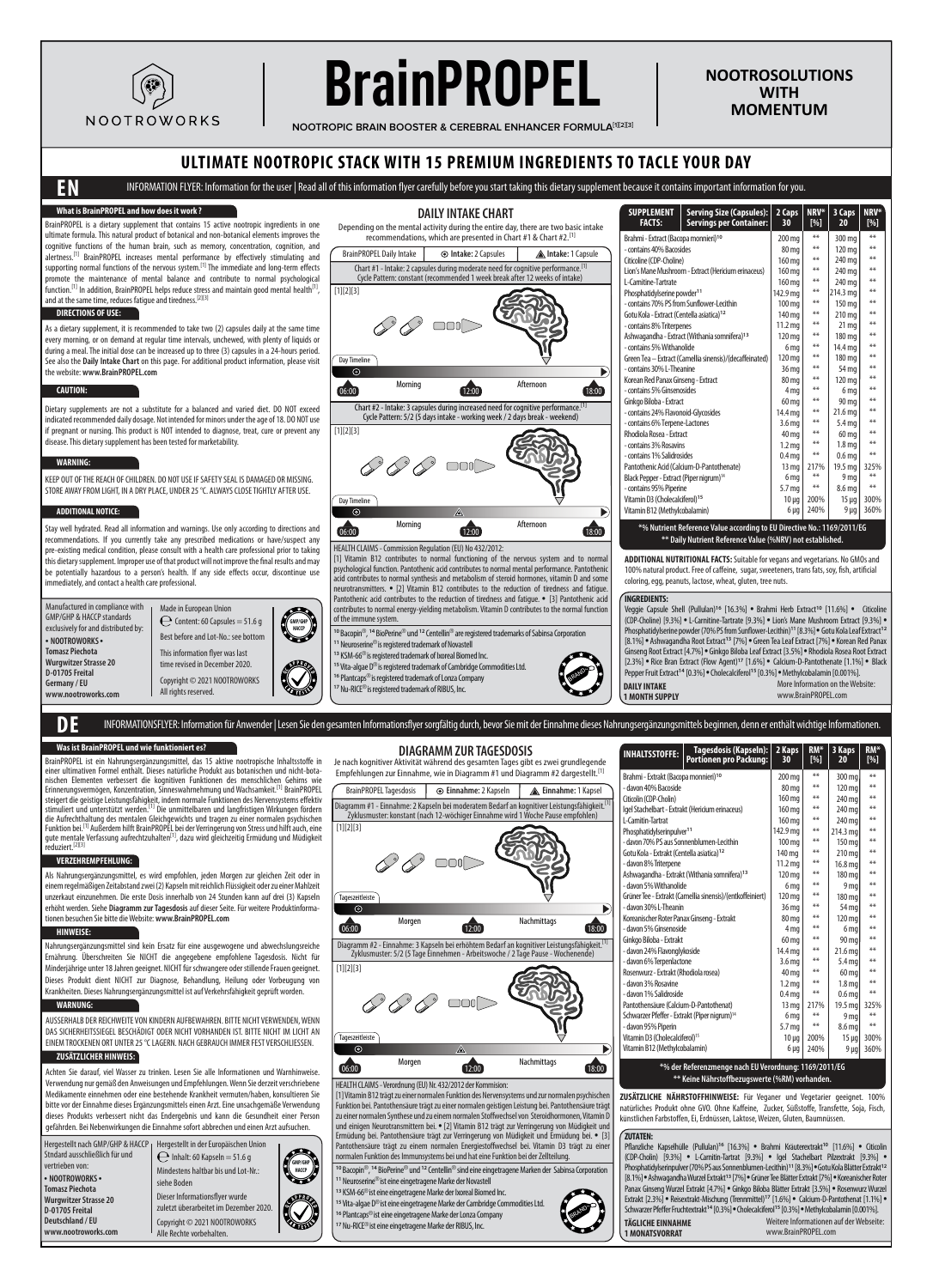NOOTROWORKS

# BrainPROPEL

NOOTROPIC BRAIN BOOSTER & CEREBRAL ENHANCER FORMULA[1][2][3]

**NOOTROSOLUTIONS WITH MOMENTUM**

## ULTIMATE NOOTROPIC STACK WITH 15 PREMIUM INGREDIENTS TO TACLE YOUR DAY

# EN

INFORMATION FLYER: Information for the user | Read all of this information flyer carefully before you start taking this dietary supplement because it contains important information for you.

### What is BrainPROPEL and how does it work ?

BrainPROPEL is a dietary supplement that contains 15 active nootropic ingredients in one ultimate formula. This natural product of botanical and non-botanical elements improves the cognitive functions of the human brain, such as memory, concentration, cognition, and alertness.[1] BrainPROPEL increases mental performance by effectively stimulating and supporting normal functions of the nervous system.[1] The immediate and long-term effects promote the maintenance of mental balance and contribute to normal psychological function.[1] In addition, BrainPROPEL helps reduce stress and maintain good mental health[1], and at the same time, reduces fatigue and tiredness.[2][3]

### DIRECTIONS OF USE:

As a dietary supplement, it is recommended to take two (2) capsules daily at the same time every morning, or on demand at regular time intervals, unchewed, with plenty of liquids or during a meal. The initial dose can be increased up to three (3) capsules in a 24-hours period. See also the **Daily Intake Chart** on this page. For additional product information, please visit the website: **www.BrainPROPEL.com**

### CAUTION:

Dietary supplements are not a substitute for a balanced and varied diet. DO NOT exceed indicated recommended daily dosage. Not intended for minors under the age of 18. DO NOT use if pregnant or nursing. This product is NOT intended to diagnose, treat, cure or prevent any disease. This dietary supplement has been tested for marketability.

### WARNING:

KEEP OUT OF THE REACH OF CHILDREN. DO NOT USE IF SAFETY SEAL IS DAMAGED OR MISSING. STORE AWAY FROM LIGHT, IN A DRY PLACE, UNDER 25 °C. ALWAYS CLOSE TIGHTLY AFTER USE.

### ADDITIONAL NOTICE:

Stay well hydrated. Read all information and warnings. Use only according to directions and recommendations. If you currently take any prescribed medications or have/suspect any pre-existing medical condition, please consult with a health care professional prior to taking this dietary supplement. Improper use of that product will not improve the final results and may be potentially hazardous to a person's health. If any side effects occur, discontinue use immediately, and contact a health care professional.

Manufactured in compliance with GMP/GHP & HACCP standards exclusively for and distributed by:
**• NOOTROWORKS •**
**Tomasz Piechota**
**Wurgwitzer Strasse 20**
**D-01705 Freital**
**Germany / EU**
**www.nootroworks.com**

Made in European Union
Content: 60 Capsules = 51.6 g
Best before and Lot-No.: see bottom
This information flyer was last time revised in December 2020.
Copyright © 2021 NOOTROWORKS
All rights reserved.

GMP/GHP HACCP

EU APPROVED LAB TESTED

## DAILY INTAKE CHART

Depending on the mental activity during the entire day, there are two basic intake recommendations, which are presented in Chart #1 & Chart #2.[1]

BrainPROPEL Daily Intake | Intake: 2 Capsules | Intake: 1 Capsule

Chart #1 - Intake: 2 capsules during moderate need for cognitive performance.[1]
Cycle Pattern: constant (recommended 1 week break after 12 weeks of intake)
[1][2][3]

Day Timeline: 06:00 – Morning – 12:00 – Afternoon – 18:00

Chart #2 - Intake: 3 capsules during increased need for cognitive performance.[1]
Cycle Pattern: 5/2 (5 days intake - working week / 2 days break - weekend)
[1][2][3]

Day Timeline: 06:00 – Morning – 12:00 – Afternoon – 18:00

HEALTH CLAIMS - Commission Regulation (EU) No 432/2012:
[1] Vitamin B12 contributes to normal functioning of the nervous system and to normal psychological function. Pantothenic acid contributes to normal mental performance. Pantothenic acid contributes to normal synthesis and metabolism of steroid hormones, vitamin D and some neurotransmitters. • [2] Vitamin B12 contributes to the reduction of tiredness and fatigue. Pantothenic acid contributes to the reduction of tiredness and fatigue. • [3] Pantothenic acid contributes to normal energy-yielding metabolism. Vitamin D contributes to the normal function of the immune system.

[10] Bacopin®, [14] BioPerine® und [12] Centellin® are registered trademarks of Sabinsa Corporation
[11] Neuroserine® is registered trademark of Novastell
[13] KSM-66® is registered trademark of Ixoreal Biomed Inc.
[15] Vita-algae D® is registered trademark of Cambridge Commodities Ltd.
[16] Plantcaps® is registered trademark of Lonza Company
[17] Nu-RICE® is registered trademark of RIBUS, Inc.

| SUPPLEMENT FACTS: | Serving Size (Capsules): Servings per Container: | 2 Caps 30 | NRV* [%] | 3 Caps 20 | NRV* [%] |
|---|---|---|---|---|---|
| Brahmi - Extract (Bacopa monnieri)[10] | | 200 mg | ** | 300 mg | ** |
| - contains 40% Bacosides | | 80 mg | ** | 120 mg | ** |
| Citicoline (CDP-Choline) | | 160 mg | ** | 240 mg | ** |
| Lion's Mane Mushroom - Extract (Hericium erinaceus) | | 160 mg | ** | 240 mg | ** |
| L-Carnitine-Tartrate | | 160 mg | ** | 240 mg | ** |
| Phosphatidylserine powder[11] | | 142.9 mg | ** | 214.3 mg | ** |
| - contains 70% PS from Sunflower-Lecithin | | 100 mg | ** | 150 mg | ** |
| Gotu Kola - Extract (Centella asiatica)[12] | | 140 mg | ** | 210 mg | ** |
| - contains 8% Triterpenes | | 11.2 mg | ** | 21 mg | ** |
| Ashwagandha - Extract (Withania somnifera)[13] | | 120 mg | ** | 180 mg | ** |
| - contains 5% Withanolide | | 6 mg | ** | 14.4 mg | ** |
| Green Tea – Extract (Camellia sinensis)/(decaffeinated) | | 120 mg | ** | 180 mg | ** |
| - contains 30% L-Theanine | | 36 mg | ** | 54 mg | ** |
| Korean Red Panax Ginseng - Extract | | 80 mg | ** | 120 mg | ** |
| - contains 5% Ginsenosides | | 4 mg | ** | 6 mg | ** |
| Ginkgo Biloba - Extract | | 60 mg | ** | 90 mg | ** |
| - contains 24% Flavonoid-Glycosides | | 14.4 mg | ** | 21.6 mg | ** |
| - contains 6% Terpene-Lactones | | 3.6 mg | ** | 5.4 mg | ** |
| Rhodiola Rosea - Extract | | 40 mg | ** | 60 mg | ** |
| - contains 3% Rosavins | | 1.2 mg | ** | 1.8 mg | ** |
| - contains 1% Salidrosides | | 0.4 mg | ** | 0.6 mg | ** |
| Pantothenic Acid (Calcium-D-Pantothenate) | | 13 mg | 217% | 19.5 mg | 325% |
| Black Pepper - Extract (Piper nigrum)[14] | | 6 mg | ** | 9 mg | ** |
| - contains 95% Piperine | | 5.7 mg | ** | 8.6 mg | ** |
| Vitamin D3 (Cholecalciferol)[15] | | 10 µg | 200% | 15 µg | 300% |
| Vitamin B12 (Methylcobalamin) | | 6 µg | 240% | 9 µg | 360% |

*% Nutrient Reference Value according to EU Directive No.: 1169/2011/EG
** Daily Nutrient Reference Value (%NRV) not established.

**ADDITIONAL NUTRITIONAL FACTS:** Suitable for vegans and vegetarians. No GMOs and 100% natural product. Free of caffeine, sugar, sweeteners, trans fats, soy, fish, artificial coloring, egg, peanuts, lactose, wheat, gluten, tree nuts.

**INGREDIENTS:**
Veggie Capsule Shell (Pullulan)[16] [16.3%] • Brahmi Herb Extract[10] [11.6%] • Citicoline (CDP-Choline) [9.3%] • L-Carnitine-Tartrate [9.3%] • Lion's Mane Mushroom Extract [9.3%] • Phosphatidylserine powder (70% PS from Sunflower-Lecithin)[11] [8.3%] • Gotu Kola Leaf Extract[12] [8.1%] • Ashwagandha Root Extract[13] [7%] • Green Tea Leaf Extract [7%] • Korean Red Panax Ginseng Root Extract [4.7%] • Ginkgo Biloba Leaf Extract [3.5%] • Rhodiola Rosea Root Extract [2.3%] • Rice Bran Extract (Flow Agent)[17] [1.6%] • Calcium-D-Pantothenate [1.1%] • Black Pepper Fruit Extract[14] [0.3%] • Cholecalciferol[15] [0.3%] • Methylcobalamin [0.001%].

**DAILY INTAKE 1 MONTH SUPPLY**

More Information on the Website: www.BrainPROPEL.com

# DE

INFORMATIONSFLYER: Information für Anwender | Lesen Sie den gesamten Informationsflyer sorgfältig durch, bevor Sie mit der Einnahme dieses Nahrungsergänzungsmittels beginnen, denn er enthält wichtige Informationen.

### Was ist BrainPROPEL und wie funktioniert es?

BrainPROPEL ist ein Nahrungsergänzungsmittel, das 15 aktive nootropische Inhaltsstoffe in einer ultimativen Formel enthält. Dieses natürliche Produkt aus botanischen und nicht-botanischen Elementen verbessert die kognitiven Funktionen des menschlichen Gehirns wie Erinnerungsvermögen, Konzentration, Sinneswahrnehmung und Wachsamkeit.[1] BrainPROPEL steigert die geistige Leistungsfähigkeit, indem normale Funktionen des Nervensystems effektiv stimuliert und unterstützt werden.[1] Die unmittelbaren und langfristigen Wirkungen fördern die Aufrechterhaltung des mentalen Gleichgewichts und tragen zu einer normalen psychischen Funktion bei.[1] Außerdem hilft BrainPROPEL bei der Verringerung von Stress und hilft auch, eine gute mentale Verfassung aufrechtzuhalten[1], dazu wird gleichzeitig Ermüdung und Müdigkeit reduziert.[2][3]

### VERZEHREMPFEHLUNG:

Als Nahrungsergänzungsmittel, es wird empfohlen, jeden Morgen zur gleichen Zeit oder in einem regelmäßigen Zeitabstand zwei (2) Kapseln mit reichlich Flüssigkeit oder zu einer Mahlzeit unzerkaut einzunehmen. Die erste Dosis innerhalb von 24 Stunden kann auf drei (3) Kapseln erhöht werden. Siehe **Diagramm zur Tagesdosis** auf dieser Seite. Für weitere Produktinformationen besuchen Sie bitte die Website: **www.BrainPROPEL.com**

### HINWEISE:

Nahrungsergänzungsmittel sind kein Ersatz für eine ausgewogene und abwechslungsreiche Ernährung. Überschreiten Sie NICHT die angegebene empfohlene Tagesdosis. Nicht für Minderjährige unter 18 Jahren geeignet. NICHT für schwangere oder stillende Frauen geeignet. Dieses Produkt dient NICHT zur Diagnose, Behandlung, Heilung oder Vorbeugung von Krankheiten. Dieses Nahrungsergänzungsmittel ist auf Verkehrsfähigkeit geprüft worden.

### WARNUNG:

AUSSERHALB DER REICHWEITE VON KINDERN AUFBEWAHREN. BITTE NICHT VERWENDEN, WENN DAS SICHERHEITSSIEGEL BESCHÄDIGT ODER NICHT VORHANDEN IST. BITTE NICHT IM LICHT AN EINEM TROCKENEN ORT UNTER 25 °C LAGERN. NACH GEBRAUCH IMMER FEST VERSCHLIESSEN.

### ZUSÄTZLICHER HINWEIS:

Achten Sie darauf, viel Wasser zu trinken. Lesen Sie alle Informationen und Warnhinweise. Verwendung nur gemäß den Anweisungen und Empfehlungen. Wenn Sie derzeit verschriebene Medikamente einnehmen oder eine bestehende Krankheit vermuten/haben, konsultieren Sie bitte vor der Einnahme dieses Ergänzungsmittels einen Arzt. Eine unsachgemäße Verwendung dieses Produkts verbessert nicht das Endergebnis und kann die Gesundheit einer Person gefährden. Bei Nebenwirkungen die Einnahme sofort abbrechen und einen Arzt aufsuchen.

Hergestellt nach GMP/GHP & HACCP Stndard ausschließlich für und vertrieben von:
**• NOOTROWORKS •**
**Tomasz Piechota**
**Wurgwitzer Strasse 20**
**D-01705 Freital**
**Deutschland / EU**
**www.nootroworks.com**

Hergestellt in der Europäischen Union
Inhalt: 60 Kapseln = 51.6 g
Mindestens haltbar bis und Lot-Nr.: siehe Boden
Dieser Informationsflyer wurde zuletzt überarbeitet im Dezember 2020.
Copyright © 2021 NOOTROWORKS
Alle Rechte vorbehalten.

## DIAGRAMM ZUR TAGESDOSIS

Je nach kognitiver Aktivität während des gesamten Tages gibt es zwei grundlegende Empfehlungen zur Einnahme, wie in Diagramm #1 und Diagramm #2 dargestellt.[1]

BrainPROPEL Tagesdosis | Einnahme: 2 Kapseln | Einnahme: 1 Kapsel

Diagramm #1 - Einnahme: 2 Kapseln bei moderatem Bedarf an kognitiver Leistungsfähigkeit.[1]
Zyklusmuster: konstant (nach 12-wöchiger Einnahme wird 1 Woche Pause empfohlen)
[1][2][3]

Tageszeitleiste: 06:00 – Morgen – 12:00 – Nachmittags – 18:00

Diagramm #2 - Einnahme: 3 Kapseln bei erhöhtem Bedarf an kognitiver Leistungsfähigkeit.[1]
Zyklusmuster: 5/2 (5 Tage Einnahmen - Arbeitswoche / 2 Tage Pause - Wochenende)
[1][2][3]

Tageszeitleiste: 06:00 – Morgen – 12:00 – Nachmittags – 18:00

HEALTH CLAIMS - Verordnung (EU) Nr. 432/2012 der Kommission:
[1] Vitamin B12 trägt zu einer normalen Funktion des Nervensystems und zur normalen psychischen Funktion bei. Pantothensäure trägt zu einer normalen geistigen Leistung bei. Pantothensäure trägt zu einer normalen Synthese und zu einem normalen Stoffwechsel von Steroidhormonen, Vitamin D und einigen Neurotransmittern bei. • [2] Vitamin B12 trägt zur Verringerung von Müdigkeit und Ermüdung bei. Pantothensäure trägt zur Verringerung von Müdigkeit und Ermüdung bei. • [3] Pantothensäure trägt zu einem normalen Energiestoffwechsel bei. Vitamin D3 trägt zu einer normalen Funktion des Immunsystems bei und hat eine Funktion bei der Zellteilung.

[10] Bacopin®, [14] BioPerine® und [12] Centellin® sind eine eingetragene Marken der Sabinsa Corporation
[11] Neuroserine® ist eine eingetragene Marke der Novastell
[13] KSM-66® ist eine eingetragene Marke der Ixoreal Biomed Inc.
[15] Vita-algae D® ist eine eingetragene Marke der Cambridge Commodities Ltd.
[16] Plantcaps® ist eine eingetragene Marke der Lonza Company
[17] Nu-RICE® ist eine eingetragene Marke der RIBUS, Inc.

| INHALTSSTOFFE: | Tagesdosis (Kapseln): Portionen pro Packung: | 2 Kaps 30 | RM* [%] | 3 Kaps 20 | RM* [%] |
|---|---|---|---|---|---|
| Brahmi - Extrakt (Bacopa monnieri)[10] | | 200 mg | ** | 300 mg | ** |
| - davon 40% Bacoside | | 80 mg | ** | 120 mg | ** |
| Citicolin (CDP-Cholin) | | 160 mg | ** | 240 mg | ** |
| Igel Stachelbart - Extrakt (Hericium erinaceus) | | 160 mg | ** | 240 mg | ** |
| L-Carnitin-Tartrat | | 160 mg | ** | 240 mg | ** |
| Phosphatidylserinpulver[11] | | 142.9 mg | ** | 214.3 mg | ** |
| - davon 70% PS aus Sonnenblumen-Lecithin | | 100 mg | ** | 150 mg | ** |
| Gotu Kola - Extrakt (Centella asiatica)[12] | | 140 mg | ** | 210 mg | ** |
| - davon 8% Triterpene | | 11.2 mg | ** | 16.8 mg | ** |
| Ashwagandha - Extrakt (Withania somnifera)[13] | | 120 mg | ** | 180 mg | ** |
| - davon 5% Withanolide | | 6 mg | ** | 9 mg | ** |
| Grüner Tee - Extrakt (Camellia sinensis)/(entkoffeiniert) | | 120 mg | ** | 180 mg | ** |
| - davon 30% L-Theanin | | 36 mg | ** | 54 mg | ** |
| Koreanischer Roter Panax Ginseng - Extrakt | | 80 mg | ** | 120 mg | ** |
| - davon 5% Ginsenoside | | 4 mg | ** | 6 mg | ** |
| Ginkgo Biloba - Extrakt | | 60 mg | ** | 90 mg | ** |
| - davon 24% Flavonglykoside | | 14.4 mg | ** | 21.6 mg | ** |
| - davon 6% Terpenlactone | | 3.6 mg | ** | 5.4 mg | ** |
| Rosenwurz - Extrakt (Rhodiola rosea) | | 40 mg | ** | 60 mg | ** |
| - davon 3% Rosavine | | 1.2 mg | ** | 1.8 mg | ** |
| - davon 1% Salidroside | | 0.4 mg | ** | 0.6 mg | ** |
| Pantothensäure (Calcium-D-Pantothenat) | | 13 mg | 217% | 19.5 mg | 325% |
| Schwarzer Pfeffer - Extrakt (Piper nigrum)[14] | | 6 mg | ** | 9 mg | ** |
| - davon 95% Piperin | | 5.7 mg | ** | 8.6 mg | ** |
| Vitamin D3 (Cholecalciferol)[15] | | 10 µg | 200% | 15 µg | 300% |
| Vitamin B12 (Methylcobalamin) | | 6 µg | 240% | 9 µg | 360% |

*% der Referenzmenge nach EU Verordnung: 1169/2011/EG
** Keine Nährstoffbezugswerte (%RM) vorhanden.

**ZUSÄTZLICHE NÄHRSTOFFHINWEISE:** Für Veganer und Vegetarier geeignet. 100% natürliches Produkt ohne GVO. Ohne Kaffeine, Zucker, Süßstoffe, Transfette, Soja, Fisch, künstlichen Farbstoffen, Ei, Erdnüssen, Laktose, Weizen, Gluten, Baumnüssen.

**ZUTATEN:**
Pflanzliche Kapselhülle (Pullulan)[16] [16.3%] • Brahmi Kräuterextrakt[10] [11.6%] • Citicolin (CDP-Cholin) [9.3%] • L-Carnitin-Tartrat [9.3%] • Igel Stachelbart Pilzextrakt [9.3%] • Phosphatidylserinpulver (70% PS aus Sonnenblumen-Lecithin)[11] [8.3%] • Gotu Kola Blätter Extrakt[12] [8.1%] • Ashwagandha Wurzel Extrakt[13] [7%] • Grüner Tee Blätter Extrakt [7%] • Koreanischer Roter Panax Ginseng Wurzel Extrakt [4.7%] • Ginkgo Biloba Blätter Extrakt [3.5%] • Rosenwurz Wurzel Extrakt [2.3%] • Reisextrakt-Mischung (Trennmittel)[17] [1.6%] • Calcium-D-Pantothenat [1.1%] • Schwarzer Pfeffer Fruchtextrakt[14] [0.3%] • Cholecalciferol[15] [0.3%] • Methylcobalamin [0.001%].

**TÄGLICHE EINNAHME 1 MONATSVORRAT**

Weitere Informationen auf der Webseite: www.BrainPROPEL.com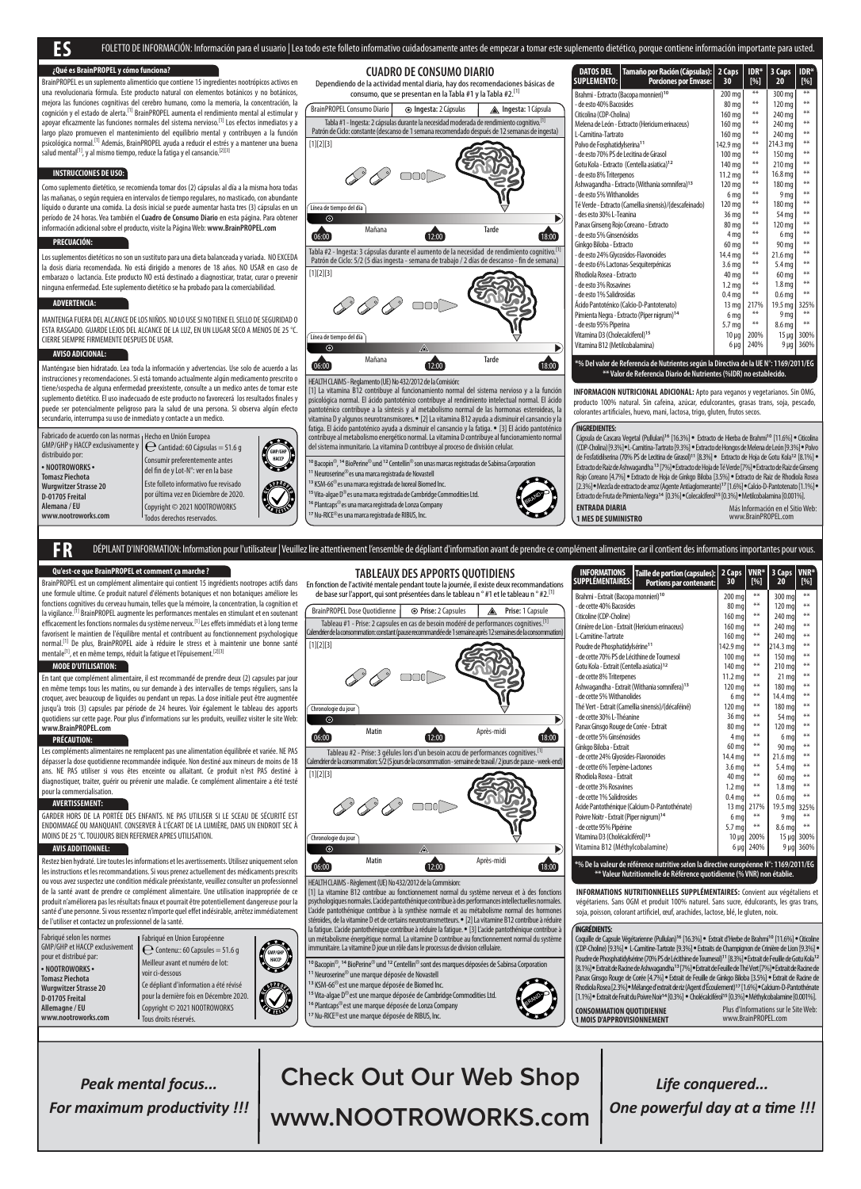# ES

FOLETTO DE INFORMACIÓN: Información para el usuario | Lea todo este folleto informativo cuidadosamente antes de empezar a tomar este suplemento dietético, porque contiene información importante para usted.

## ¿Qué es BrainPROPEL y cómo funciona?

BrainPROPEL es un suplemento alimenticio que contiene 15 ingredientes nootrópicos activos en una revolucionaria fórmula. Este producto natural con elementos botánicos y no botánicos, mejora las funciones cognitivas del cerebro humano, como la memoria, la concentración, la cognición y el estado de alerta.[1] BrainPROPEL aumenta el rendimiento mental al estimular y apoyar eficazmente las funciones normales del sistema nervioso.[1] Los efectos inmediatos y a largo plazo promueven el mantenimiento del equilibrio mental y contribuyen a la función psicológica normal.[1] Además, BrainPROPEL ayuda a reducir el estrés y a mantener una buena salud mental[1], y al mismo tiempo, reduce la fatiga y el cansancio.[2][3]

## INSTRUCCIONES DE USO:

Como suplemento dietético, se recomienda tomar dos (2) cápsulas al día a la misma hora todas las mañanas, o según requiera en intervalos de tiempo regulares, no masticado, con abundante líquido o durante una comida. La dosis inicial se puede aumentar hasta tres (3) cápsulas en un período de 24 horas. Vea también el **Cuadro de Consumo Diario** en esta página. Para obtener información adicional sobre el producto, visite la Página Web: **www.BrainPROPEL.com**

## PRECAUCIÓN:

Los suplementos dietéticos no son un sustituto para una dieta balanceada y variada. NO EXCEDA la dosis diaria recomendada. No está dirigido a menores de 18 años. NO USAR en caso de embarazo o lactancia. Este producto NO está destinado a diagnosticar, tratar, curar o prevenir ninguna enfermedad. Este suplemento dietético se ha probado para la comerciabilidad.

## ADVERTENCIA:

MANTENGA FUERA DEL ALCANCE DE LOS NIÑOS. NO LO USE SI NO TIENE EL SELLO DE SEGURIDAD O ESTA RASGADO. GUARDE LEJOS DEL ALCANCE DE LA LUZ, EN UN LUGAR SECO A MENOS DE 25 °C. CIERRE SIEMPRE FIRMEMENTE DESPUES DE USAR.

## AVISO ADICIONAL:

Manténgase bien hidratado. Lea toda la información y advertencias. Use solo de acuerdo a las instrucciones y recomendaciones. Si está tomando actualmente algún medicamento prescrito o tiene/sospecha de alguna enfermedad preexistente, consulte a un medico antes de tomar este suplemento dietético. El uso inadecuado de este producto no favorecerá los resultados finales y puede ser potencialmente peligroso para la salud de una persona. Si observa algún efecto secundario, interrumpa su uso de inmediato y contacte a un medico.

Fabricado de acuerdo con las normas GMP/GHP y HACCP exclusivamente y distribuido por:
**• NOOTROWORKS •**
**Tomasz Piechota**
**Wurgwitzer Strasse 20**
**D-01705 Freital**
**Alemana / EU**
**www.nootroworks.com**

Hecho en Unión Europea
Cantidad: 60 Cápsulas = 51.6 g
Consumir preferentemente antes del fin de y Lot-N°: ver en la base
Este folleto informativo fue revisado por última vez en Diciembre de 2020.
Copyright © 2021 NOOTROWORKS
Todos derechos reservados.

GMP/GHP HACCP

## CUADRO DE CONSUMO DIARIO

Dependiendo de la actividad mental diaria, hay dos recomendaciones básicas de consumo, que se presentan en la Tabla #1 y la Tabla #2.[1]

BrainPROPEL Consumo Diario | Ingesta: 2 Cápsulas | Ingesta: 1 Cápsula

Tabla #1 - Ingesta: 2 cápsulas durante la necesidad moderada de rendimiento cognitivo.[1]
Patrón de Ciclo: constante (descanso de 1 semana recomendado después de 12 semanas de ingesta)

[1][2][3]

Línea de tiempo del día
06:00 Mañana 12:00 Tarde 18:00

Tabla #2 - Ingesta: 3 cápsulas durante el aumento de la necesidad de rendimiento cognitivo.[1]
Patrón de Ciclo: 5/2 (5 días ingesta - semana de trabajo / 2 días de descanso - fin de semana)

[1][2][3]

Línea de tiempo del día
06:00 Mañana 12:00 Tarde 18:00

HEALTH CLAIMS - Reglamento (UE) No 432/2012 de la Comisión:
[1] La vitamina B12 contribuye al funcionamiento normal del sistema nervioso y a la función psicológica normal. El ácido pantoténico contribuye al rendimiento intelectual normal. El ácido pantoténico contribuye a la síntesis y al metabolismo normal de las hormonas esteroideas, la vitamina D y algunos neurotransmisores. • [2] La vitamina B12 ayuda a disminuir el cansancio y la fatiga. El ácido pantoténico ayuda a disminuir el cansancio y la fatiga. • [3] El ácido pantoténico contribuye al metabolismo energético normal. La vitamina D contribuye al funcionamiento normal del sistema inmunitario. La vitamina D contribuye al proceso de división celular.

[10] Bacopin®, [14] BioPerine® und [12] Centellin® son unas marcas registradas de Sabinsa Corporation
[11] Neuroserine® es una marca registrada de Novastell
[13] KSM-66® es una marca registrada de Ixoreal Biomed Inc.
[15] Vita-algae D® es una marca registrada de Cambridge Commodities Ltd.
[16] Plantcaps® es una marca registrada de Lonza Company
[17] Nu-RICE® es una marca registrada de RIBUS, Inc.

| DATOS DEL SUPLEMENTO: | Tamaño por Ración (Cápsulas): Porciones por Envase: | 2 Caps 30 | IDR* [%] | 3 Caps 20 | IDR* [%] |
|---|---|---|---|---|---|
| Brahmi - Extracto (Bacopa monnieri)[10] | | 200 mg | ** | 300 mg | ** |
| - de esto 40% Bacosides | | 80 mg | ** | 120 mg | ** |
| Citicolina (CDP-Cholina) | | 160 mg | ** | 240 mg | ** |
| Melena de León - Extracto (Hericium erinaceus) | | 160 mg | ** | 240 mg | ** |
| L-Carnitina-Tartrato | | 160 mg | ** | 240 mg | ** |
| Polvo de Fosphatidylserina[11] | | 142.9 mg | ** | 214.3 mg | ** |
| - de esto 70% PS de Lecitina de Girasol | | 100 mg | ** | 150 mg | ** |
| Gotu Kola - Extracto (Centella asiatica)[12] | | 140 mg | ** | 210 mg | ** |
| - de esto 8% Triterpenes | | 11.2 mg | ** | 16.8 mg | ** |
| Ashwagandha - Extracto (Withania somnifera)[13] | | 120 mg | ** | 180 mg | ** |
| - de esto 5% Withanolides | | 6 mg | ** | 9 mg | ** |
| Té Verde - Extracto (Camellia sinensis)/(descafeinado) | | 120 mg | ** | 180 mg | ** |
| - des esto 30% L-Teanina | | 36 mg | ** | 54 mg | ** |
| Panax Ginseng Rojo Coreano - Extracto | | 80 mg | ** | 120 mg | ** |
| - de esto 5% Ginsenósidos | | 4 mg | ** | 6 mg | ** |
| Ginkgo Biloba - Extracto | | 60 mg | ** | 90 mg | ** |
| - de esto 24% Glycosidos-Flavonoides | | 14.4 mg | ** | 21.6 mg | ** |
| - de esto 6% Lactonas-Sesquiterpénicas | | 3.6 mg | ** | 5.4 mg | ** |
| Rhodiola Rosea - Extracto | | 40 mg | ** | 60 mg | ** |
| - de esto 3% Rosavines | | 1.2 mg | ** | 1.8 mg | ** |
| - de esto 1% Salidrosidas | | 0.4 mg | ** | 0.6 mg | ** |
| Ácido Pantoténico (Calcio-D-Pantotenato) | | 13 mg | 217% | 19.5 mg | 325% |
| Pimienta Negra - Extracto (Piper nigrum)[14] | | 6 mg | ** | 9 mg | ** |
| - de esto 95% Piperina | | 5.7 mg | ** | 8.6 mg | ** |
| Vitamina D3 (Cholecalciferol)[15] | | 10 µg | 200% | 15 µg | 300% |
| Vitamina B12 (Metilcobalamina) | | 6 µg | 240% | 9 µg | 360% |

*% Del valor de Referencia de Nutrientes según la Directiva de la UE N°: 1169/2011/EG
** Valor de Referencia Diario de Nutrientes (%IDR) no establecido.

**INFORMACION NUTRICIONAL ADICIONAL:** Apto para veganos y vegetarianos. Sin OMG, producto 100% natural. Sin cafeína, azúcar, edulcorantes, grasas trans, soja, pescado, colorantes artificiales, huevo, maní, lactosa, trigo, gluten, frutos secos.

**INGREDIENTES:**
Cápsula de Cascara Vegetal (Pullulan)[16] [16.3%] • Extracto de Hierba de Brahmi[10] [11.6%] • Citicolina (CDP-Cholina) [9.3%] • L-Carnitina-Tartrato [9.3%] • Extracto de Hongos de Melena de León [9.3%] • Polvo de Fosfatidilserina (70% PS de Lecitina de Girasol)[11] [8.3%] • Extracto de Hoja de Gotu Kola[12] [8.1%] • Extracto de Raiz de Ashwagandha[13] [7%] • Extracto de Hoja de Té Verde [7%] • Extracto de Raiz de Ginseng Rojo Coreano [4.7%] • Extracto de Hoja de Ginkgo Biloba [3.5%] • Extracto de Raiz de Rhodiola Rosea [2.3%] • Mezcla de extracto de arroz (Agente Antiaglomerante)[17] [1.6%] • Calcio-D-Pantotenato [1.1%] • Extracto de Fruta de Pimienta Negra[14] [0.3%] • Colecalciferol[15] [0.3%] • Metilcobalamina [0.001%].

**ENTRADA DIARIA**
**1 MES DE SUMINISTRO**

Más Información en el Sitio Web: www.BrainPROPEL.com

# FR

DÉPILANT D'INFORMATION: Information pour l'utilisateur | Veuillez lire attentivement l'ensemble de dépliant d'information avant de prendre ce complément alimentaire car il contient des informations importantes pour vous.

## Qu'est-ce que BrainPROPEL et comment ça marche ?

BrainPROPEL est un complément alimentaire qui contient 15 ingrédients nootropes actifs dans une formule ultime. Ce produit naturel d'éléments botaniques et non botaniques améliore les fonctions cognitives du cerveau humain, telles que la mémoire, la concentration, la cognition et la vigilance.[1] BrainPROPEL augmente les performances mentales en stimulant et en soutenant efficacement les fonctions normales du système nerveux.[1] Les effets immédiats et à long terme favorisent le maintien de l'équilibre mental et contribuent au fonctionnement psychologique normal.[1] De plus, BrainPROPEL aide à réduire le stress et à maintenir une bonne santé mentale[1], et même temps, réduit la fatigue et l'épuisement.[2][3]

## MODE D'UTILISATION:

En tant que complément alimentaire, il est recommandé de prendre deux (2) capsules par jour en même temps tous les matins, ou sur demande à des intervalles de temps réguliers, sans la croquer, avec beaucoup de liquides ou pendant un repas. La dose initiale peut être augmentée jusqu'à trois (3) capsules par période de 24 heures. Voir également le tableau des apports quotidiens sur cette page. Pour plus d'informations sur les produits, veuillez visiter le site Web: **www.BrainPROPEL.com**

## PRÉCAUTION:

Les compléments alimentaires ne remplacent pas une alimentation équilibrée et variée. NE PAS dépasser la dose quotidienne recommandée indiquée. Non destiné aux mineurs de moins de 18 ans. NE PAS utiliser si vous êtes enceinte ou allaitante. Ce produit n'est PAS destiné à diagnostiquer, traiter, guérir ou prévenir une maladie. Ce complément alimentaire a été testé pour la commercialisation.

## AVERTISSEMENT:

GARDER HORS DE LA PORTÉE DES ENFANTS. NE PAS UTILISER SI LE SCEAU DE SÉCURITÉ EST ENDOMMAGÉ OU MANQUANT. CONSERVER À L'ÉCART DE LA LUMIÈRE, DANS UN ENDROIT SEC À MOINS DE 25 °C. TOUJOURS BIEN REFERMER APRES UTILISATION.

## AVIS ADDITIONNEL:

Restez bien hydraté. Lire toutes les informations et les avertissements. Utilisez uniquement selon les instructions et les recommandations. Si vous prenez actuellement des médicaments prescrits ou vous avez suspectez une condition médicale préexistante, veuillez consulter un professionnel de la santé avant de prendre ce complément alimentaire. Une utilisation inappropriée de ce produit n'améliorera pas les résultats finaux et pourrait être potentiellement dangereuse pour la santé d'une personne. Si vous ressentez n'importe quel effet indésirable, arrêtez immédiatement de l'utiliser et contactez un professionnel de la santé.

Fabriqué selon les normes GMP/GHP et HACCP exclusivement pour et distribué par:
**• NOOTROWORKS •**
**Tomasz Piechota**
**Wurgwitzer Strasse 20**
**D-01705 Freital**
**Allemagne / EU**
**www.nootroworks.com**

Fabriqué en Union Européenne
Contenu:: 60 Capsules = 51.6 g
Meilleur avant et numéro de lot: voir ci-dessous
Ce dépliant d'information a été révisé pour la dernière fois en Décembre 2020.
Copyright © 2021 NOOTROWORKS
Tous droits réservés.

GMP/GHP HACCP

## TABLEAUX DES APPORTS QUOTIDIENS

En fonction de l'activité mentale pendant toute la journée, il existe deux recommandations de base sur l'apport, qui sont présentées dans le tableau n ° #1 et le tableau n ° #2.[1]

BrainPROPEL Dose Quotidienne | Prise: 2 Capsules | Prise: 1 Capsule

Tableau #1 - Prise: 2 capsules en cas de besoin modéré de performances cognitives.[1]
Calendrier de la consommation: constant (pause recommandée de 1 semaine après 12 semaines de la consommation)

[1][2][3]

Chronologie du jour
06:00 Matin 12:00 Après-midi 18:00

Tableau #2 - Prise: 3 gélules lors d'un besoin accru de performances cognitives.[1]
Calendrier de la consommation: 5/2 (5 jours de la consommation - semaine de travail / 2 jours de pause - week-end)

[1][2][3]

Chronologie du jour
06:00 Matin 12:00 Après-midi 18:00

HEALTH CLAIMS - Règlement (UE) No 432/2012 de la Commision:
[1] La vitamine B12 contribue au fonctionnement normal du système nerveux et à des fonctions psychologiques normales. L'acide pantothénique contribue à des performances intellectuelles normales. L'acide pantothénique contribue à la synthèse normale et au métabolisme normal des hormones stéroïdes, de la vitamine D et de certains neurotransmetteurs. • [2] La vitamine B12 contribue à réduire la fatigue. L'acide pantothénique contribue à réduire la fatigue. • [3] L'acide pantothénique contribue à un métabolisme énergétique normal. La vitamine D contribue au fonctionnement normal du système immunitaire. La vitamine D joue un rôle dans le processus de division cellulaire.

[10] Bacopin®, [14] BioPerine® und [12] Centellin® sont des marques déposées de Sabinsa Corporation
[11] Neuroserine® une marque déposée de Novastell
[13] KSM-66® est une marque déposée de Biomed Inc.
[15] Vita-algae D® est une marque déposée de Cambridge Commodities Ltd.
[16] Plantcaps® est une marque déposée de Lonza Company
[17] Nu-RICE® est une marque déposée de RIBUS, Inc.

| INFORMATIONS SUPPLÉMENTAIRES: | Taille de portion (capsules): Portions par contenant: | 2 Caps 30 | VNR* [%] | 3 Caps 20 | VNR* [%] |
|---|---|---|---|---|---|
| Brahmi - Extrait (Bacopa monnieri)[10] | | 200 mg | ** | 300 mg | ** |
| - de cette 40% Bacosides | | 80 mg | ** | 120 mg | ** |
| Citicoline (CDP-Choline) | | 160 mg | ** | 240 mg | ** |
| Crinière de Lion - Extrait (Hericium erinaceus) | | 160 mg | ** | 240 mg | ** |
| L-Carnitine-Tartrate | | 160 mg | ** | 240 mg | ** |
| Poudre de Phosphatidylsérine[11] | | 142.9 mg | ** | 214.3 mg | ** |
| - de cette 70% PS de Lécithine de Tournesol | | 100 mg | ** | 150 mg | ** |
| Gotu Kola - Extrait (Centella asiatica)[12] | | 140 mg | ** | 210 mg | ** |
| - de cette 8% Triterpenes | | 11.2 mg | ** | 21 mg | ** |
| Ashwagandha - Extrait (Withania somnifera)[13] | | 120 mg | ** | 180 mg | ** |
| - de cette 5% Withanolides | | 6 mg | ** | 14.4 mg | ** |
| Thé Vert - Extrait (Camellia sinensis)/(décaféiné) | | 120 mg | ** | 180 mg | ** |
| - de cette 30% L-Théanine | | 36 mg | ** | 54 mg | ** |
| Panax Ginsgo Rouge de Corée - Extrait | | 80 mg | ** | 120 mg | ** |
| - de cette 5% Ginsénosides | | 4 mg | ** | 6 mg | ** |
| Ginkgo Biloba - Extrait | | 60 mg | ** | 90 mg | ** |
| - de cette 24% Glyosides-Flavonoides | | 14.4 mg | ** | 21.6 mg | ** |
| - de cette 6% Terpène-Lactones | | 3.6 mg | ** | 5.4 mg | ** |
| Rhodiola Rosea - Extrait | | 40 mg | ** | 60 mg | ** |
| - de cette 3% Rosavines | | 1.2 mg | ** | 1.8 mg | ** |
| - de cette 1% Salidrosides | | 0.4 mg | ** | 0.6 mg | ** |
| Acide Pantothénique (Calcium-D-Pantothénate) | | 13 mg | 217% | 19.5 mg | 325% |
| Poivre Noitr - Extrait (Piper nigrum)[14] | | 6 mg | ** | 9 mg | ** |
| - de cette 95% Pipérine | | 5.7 mg | ** | 8.6 mg | ** |
| Vitamina D3 (Cholécalciférol)[15] | | 10 µg | 200% | 15 µg | 300% |
| Vitamina B12 (Méthylcobalamine) | | 6 µg | 240% | 9 µg | 360% |

*% De la valeur de référence nutritive selon la directive européenne N°: 1169/2011/EG
** Valeur Nutritionnelle de Référence quotidienne (% VNR) non établie.

**INFORMATIONS NUTRITIONNELLES SUPPLÉMENTAIRES:** Convient aux végétaliens et végétariens. Sans OGM et produit 100% naturel. Sans sucre, édulcorants, les gras trans, soja, poisson, colorant artificiel, œuf, arachides, lactose, blé, le gluten, noix.

**INGRÉDIENTS:**
Coquille de Capsule Végétarienne (Pullulan)[16] [16.3%] • Extrait d'Herbe de Brahmi[10] [11.6%] • Citicoline (CDP-Choline) [9.3%] • L-Carnitine-Tartrate [9.3%] • Extraits de Champignon de Crinière de Lion [9.3%] • Poudre de Phosphatidylsérine (70% PS de Lécithine de Tournesol)[11] [8.3%] • Extrait de Feuille de Gotu Kola[12] [8.1%] • Extrait de Racine de Ashwagandha[13] [7%] • Extrait de Feuille de Thé Vert [7%] • Extrait de Racine de Panax Ginsgo Rouge de Corée [4.7%] • Extrait de Feuille de Ginkgo Biloba [3.5%] • Extrait de Racine de Rhodiola Rosea [2.3%] • Mélange d'extrait de riz (Agent d'Écoulement)[17] [1.6%] • Calcium-D-Pantothénate [1.1%] • Extrait de Fruit du Poivre Noir[14] [0.3%] • Cholécalciférol[15] [0.3%] • Méthylcobalamine [0.001%].

**CONSOMMATION QUOTIDIENNE**
**1 MOIS D'APPROVISIONNEMENT**

Plus d'Informations sur le Site Web: www.BrainPROPEL.com

*Peak mental focus...*
*For maximum productivity !!!*

Check Out Our Web Shop
www.NOOTROWORKS.com

*Life conquered...*
*One powerful day at a time !!!*